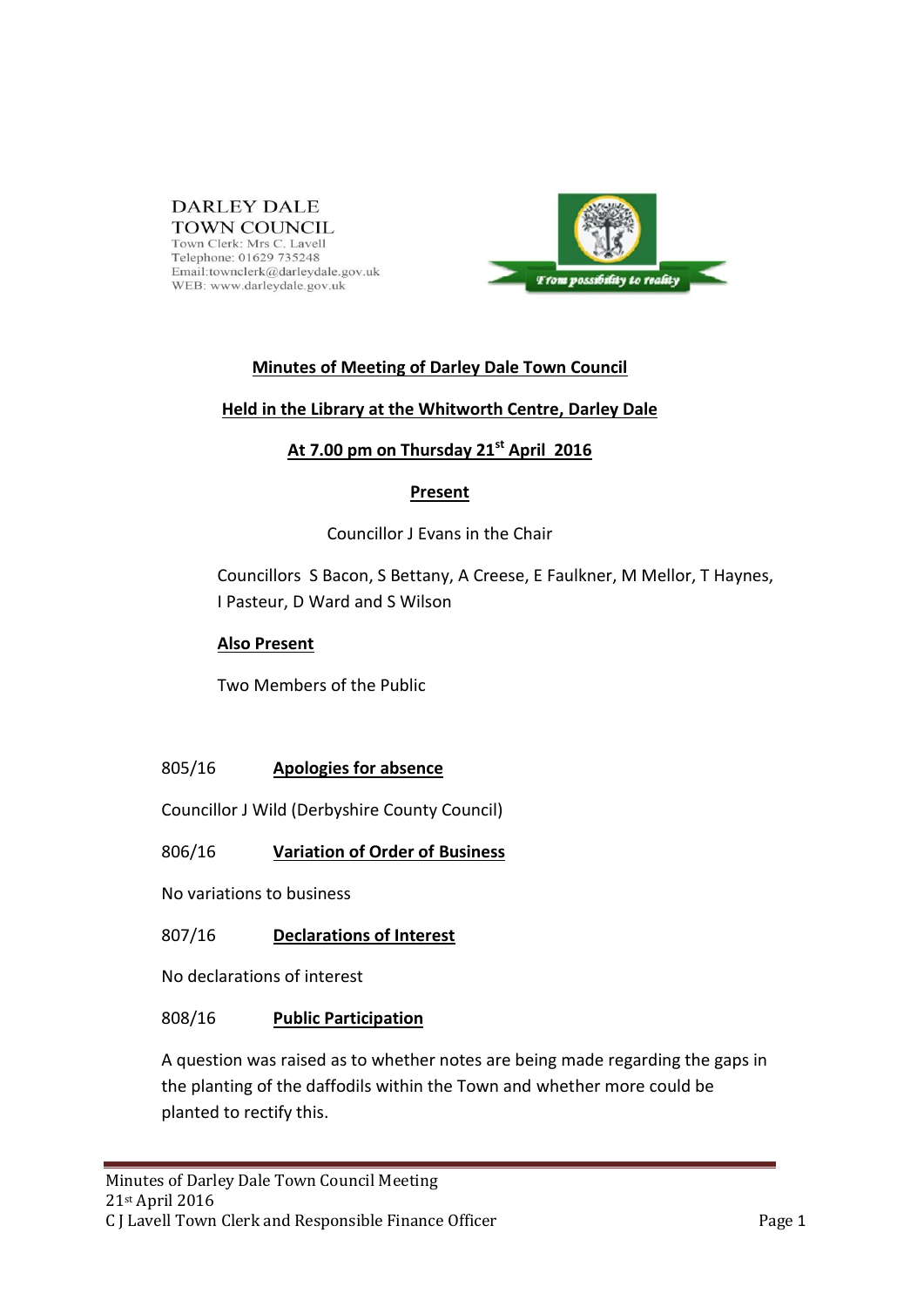DARLEY DALE
TOWN COUNCIL
Town Clerk: Mrs C. Lavell
Telephone: 01629 735248
Email:townclerk@darleydale.gov.uk
WEB: www.darleydale.gov.uk

*From possibility to reality*

# Minutes of Meeting of Darley Dale Town Council

## Held in the Library at the Whitworth Centre, Darley Dale

## At 7.00 pm on Thursday 21st April 2016

### Present

Councillor J Evans in the Chair

Councillors S Bacon, S Bettany, A Creese, E Faulkner, M Mellor, T Haynes, I Pasteur, D Ward and S Wilson

### Also Present

Two Members of the Public

805/16 **Apologies for absence**

Councillor J Wild (Derbyshire County Council)

806/16 **Variation of Order of Business**

No variations to business

807/16 **Declarations of Interest**

No declarations of interest

808/16 **Public Participation**

A question was raised as to whether notes are being made regarding the gaps in the planting of the daffodils within the Town and whether more could be planted to rectify this.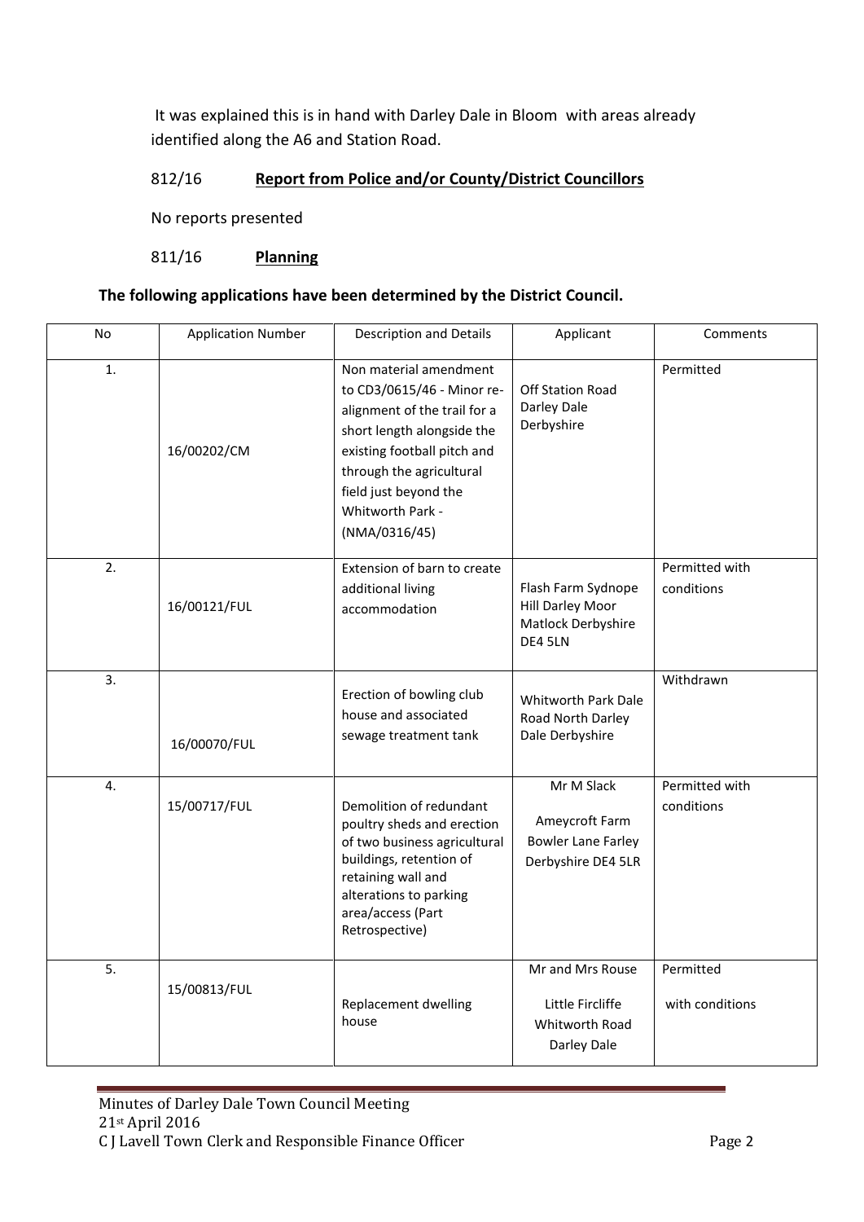It was explained this is in hand with Darley Dale in Bloom with areas already identified along the A6 and Station Road.

812/16 **Report from Police and/or County/District Councillors**

No reports presented

811/16 **Planning**

**The following applications have been determined by the District Council.**

| No | Application Number | Description and Details | Applicant | Comments |
|---|---|---|---|---|
| 1. | 16/00202/CM | Non material amendment to CD3/0615/46 - Minor re-alignment of the trail for a short length alongside the existing football pitch and through the agricultural field just beyond the Whitworth Park - (NMA/0316/45) | Off Station Road Darley Dale Derbyshire | Permitted |
| 2. | 16/00121/FUL | Extension of barn to create additional living accommodation | Flash Farm Sydnope Hill Darley Moor Matlock Derbyshire DE4 5LN | Permitted with conditions |
| 3. | 16/00070/FUL | Erection of bowling club house and associated sewage treatment tank | Whitworth Park Dale Road North Darley Dale Derbyshire | Withdrawn |
| 4. | 15/00717/FUL | Demolition of redundant poultry sheds and erection of two business agricultural buildings, retention of retaining wall and alterations to parking area/access (Part Retrospective) | Mr M Slack<br><br>Ameycroft Farm Bowler Lane Farley Derbyshire DE4 5LR | Permitted with conditions |
| 5. | 15/00813/FUL | Replacement dwelling house | Mr and Mrs Rouse<br><br>Little Fircliffe Whitworth Road Darley Dale | Permitted<br><br>with conditions |

Minutes of Darley Dale Town Council Meeting
21st April 2016
C J Lavell Town Clerk and Responsible Finance Officer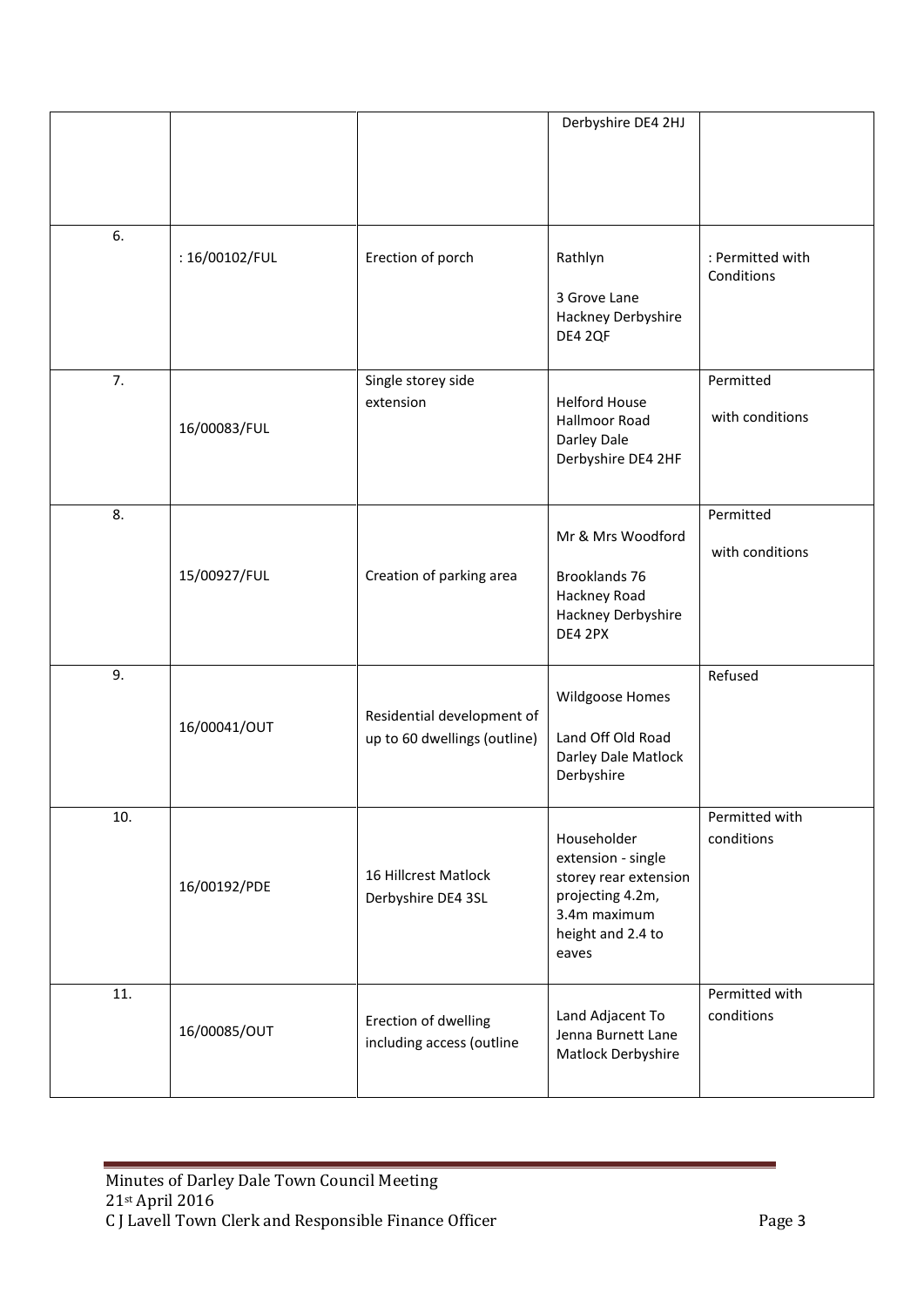| | | | | |
|---|---|---|---|---|
| | | | Derbyshire DE4 2HJ | |
| 6. | : 16/00102/FUL | Erection of porch | Rathlyn<br><br>3 Grove Lane Hackney Derbyshire DE4 2QF | : Permitted with Conditions |
| 7. | 16/00083/FUL | Single storey side extension | Helford House Hallmoor Road Darley Dale Derbyshire DE4 2HF | Permitted<br><br>with conditions |
| 8. | 15/00927/FUL | Creation of parking area | Mr & Mrs Woodford<br><br>Brooklands 76 Hackney Road Hackney Derbyshire DE4 2PX | Permitted<br><br>with conditions |
| 9. | 16/00041/OUT | Residential development of up to 60 dwellings (outline) | Wildgoose Homes<br><br>Land Off Old Road Darley Dale Matlock Derbyshire | Refused |
| 10. | 16/00192/PDE | 16 Hillcrest Matlock Derbyshire DE4 3SL | Householder extension - single storey rear extension projecting 4.2m, 3.4m maximum height and 2.4 to eaves | Permitted with conditions |
| 11. | 16/00085/OUT | Erection of dwelling including access (outline | Land Adjacent To Jenna Burnett Lane Matlock Derbyshire | Permitted with conditions |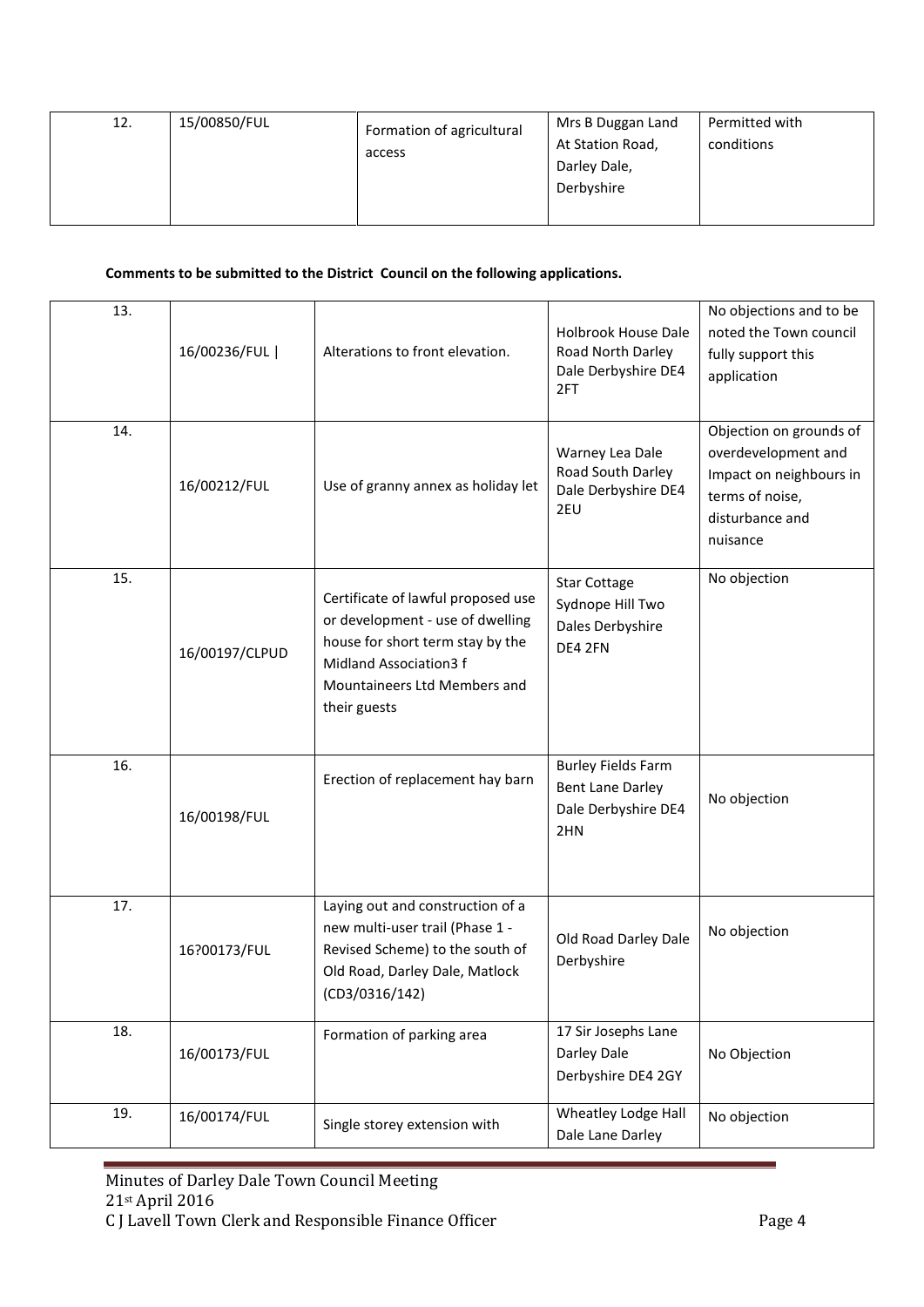| 12. | 15/00850/FUL | Formation of agricultural access | Mrs B Duggan Land At Station Road, Darley Dale, Derbyshire | Permitted with conditions |
|---|---|---|---|---|

**Comments to be submitted to the District Council on the following applications.**

| 13. | 16/00236/FUL \| | Alterations to front elevation. | Holbrook House Dale Road North Darley Dale Derbyshire DE4 2FT | No objections and to be noted the Town council fully support this application |
|---|---|---|---|---|
| 14. | 16/00212/FUL | Use of granny annex as holiday let | Warney Lea Dale Road South Darley Dale Derbyshire DE4 2EU | Objection on grounds of overdevelopment and Impact on neighbours in terms of noise, disturbance and nuisance |
| 15. | 16/00197/CLPUD | Certificate of lawful proposed use or development - use of dwelling house for short term stay by the Midland Association3 f Mountaineers Ltd Members and their guests | Star Cottage Sydnope Hill Two Dales Derbyshire DE4 2FN | No objection |
| 16. | 16/00198/FUL | Erection of replacement hay barn | Burley Fields Farm Bent Lane Darley Dale Derbyshire DE4 2HN | No objection |
| 17. | 16?00173/FUL | Laying out and construction of a new multi-user trail (Phase 1 - Revised Scheme) to the south of Old Road, Darley Dale, Matlock (CD3/0316/142) | Old Road Darley Dale Derbyshire | No objection |
| 18. | 16/00173/FUL | Formation of parking area | 17 Sir Josephs Lane Darley Dale Derbyshire DE4 2GY | No Objection |
| 19. | 16/00174/FUL | Single storey extension with | Wheatley Lodge Hall Dale Lane Darley | No objection |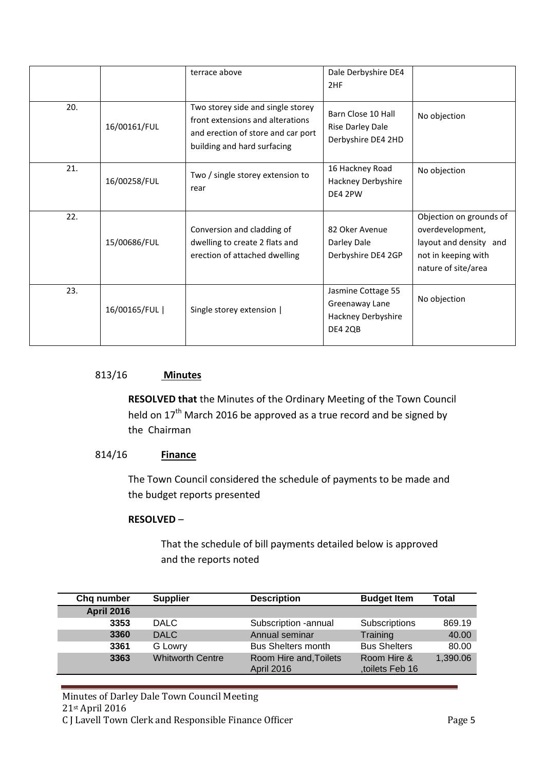|  |  | terrace above | Dale Derbyshire DE4 2HF |  |
|---|---|---|---|---|
| 20. | 16/00161/FUL | Two storey side and single storey front extensions and alterations and erection of store and car port building and hard surfacing | Barn Close 10 Hall Rise Darley Dale Derbyshire DE4 2HD | No objection |
| 21. | 16/00258/FUL | Two / single storey extension to rear | 16 Hackney Road Hackney Derbyshire DE4 2PW | No objection |
| 22. | 15/00686/FUL | Conversion and cladding of dwelling to create 2 flats and erection of attached dwelling | 82 Oker Avenue Darley Dale Derbyshire DE4 2GP | Objection on grounds of overdevelopment, layout and density and not in keeping with nature of site/area |
| 23. | 16/00165/FUL \| | Single storey extension \| | Jasmine Cottage 55 Greenaway Lane Hackney Derbyshire DE4 2QB | No objection |

813/16 **Minutes**

**RESOLVED that** the Minutes of the Ordinary Meeting of the Town Council held on 17th March 2016 be approved as a true record and be signed by the Chairman

814/16 **Finance**

The Town Council considered the schedule of payments to be made and the budget reports presented

**RESOLVED** –

That the schedule of bill payments detailed below is approved and the reports noted

| Chq number | Supplier | Description | Budget Item | Total |
|---|---|---|---|---|
| **April 2016** |  |  |  |  |
| 3353 | DALC | Subscription -annual | Subscriptions | 869.19 |
| 3360 | DALC | Annual seminar | Training | 40.00 |
| 3361 | G Lowry | Bus Shelters month | Bus Shelters | 80.00 |
| 3363 | Whitworth Centre | Room Hire and,Toilets April 2016 | Room Hire & ,toilets Feb 16 | 1,390.06 |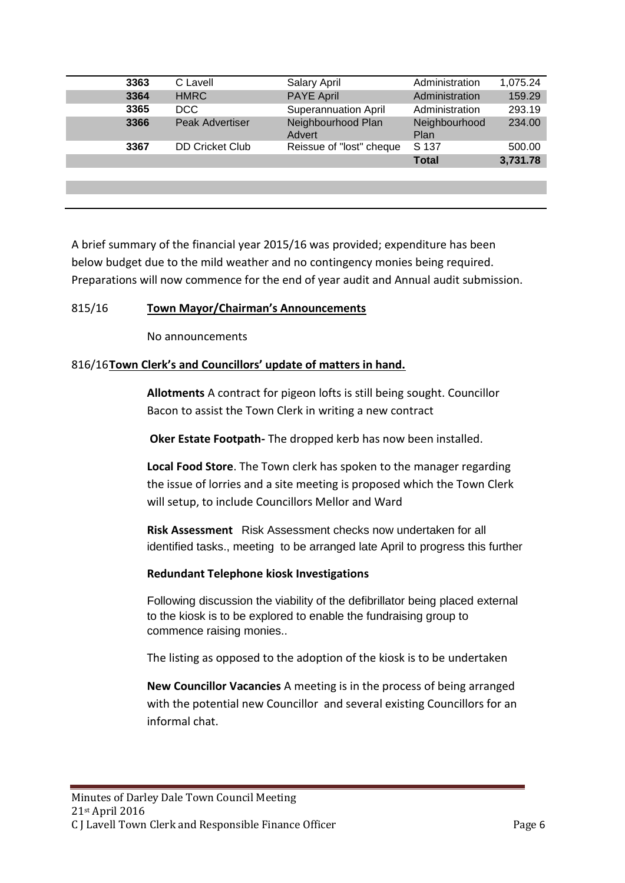| | | | | |
|---|---|---|---|---|
| **3363** | C Lavell | Salary April | Administration | 1,075.24 |
| **3364** | HMRC | PAYE April | Administration | 159.29 |
| **3365** | DCC | Superannuation April | Administration | 293.19 |
| **3366** | Peak Advertiser | Neighbourhood Plan Advert | Neighbourhood Plan | 234.00 |
| **3367** | DD Cricket Club | Reissue of "lost" cheque | S 137 | 500.00 |
| | | | **Total** | **3,731.78** |

A brief summary of the financial year 2015/16 was provided; expenditure has been below budget due to the mild weather and no contingency monies being required. Preparations will now commence for the end of year audit and Annual audit submission.

815/16 **Town Mayor/Chairman's Announcements**

No announcements

816/16 **Town Clerk's and Councillors' update of matters in hand.**

**Allotments** A contract for pigeon lofts is still being sought. Councillor Bacon to assist the Town Clerk in writing a new contract

**Oker Estate Footpath-** The dropped kerb has now been installed.

**Local Food Store**. The Town clerk has spoken to the manager regarding the issue of lorries and a site meeting is proposed which the Town Clerk will setup, to include Councillors Mellor and Ward

**Risk Assessment** Risk Assessment checks now undertaken for all identified tasks., meeting to be arranged late April to progress this further

**Redundant Telephone kiosk Investigations**

Following discussion the viability of the defibrillator being placed external to the kiosk is to be explored to enable the fundraising group to commence raising monies..

The listing as opposed to the adoption of the kiosk is to be undertaken

**New Councillor Vacancies** A meeting is in the process of being arranged with the potential new Councillor and several existing Councillors for an informal chat.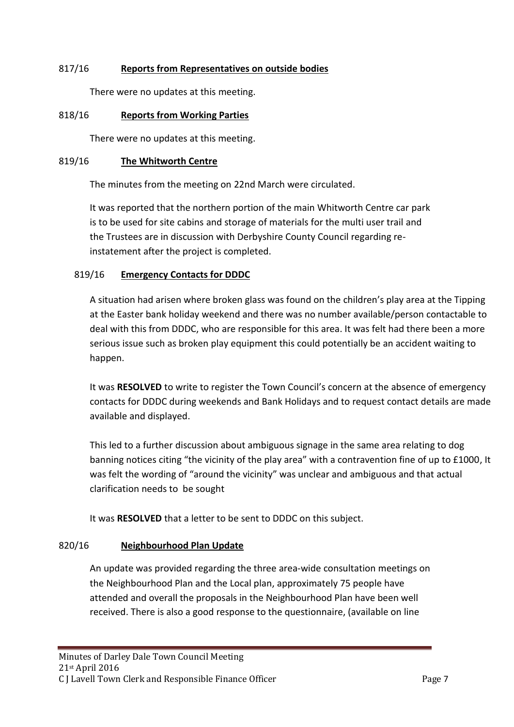817/16 **Reports from Representatives on outside bodies**

There were no updates at this meeting.

818/16 **Reports from Working Parties**

There were no updates at this meeting.

819/16 **The Whitworth Centre**

The minutes from the meeting on 22nd March were circulated.

It was reported that the northern portion of the main Whitworth Centre car park is to be used for site cabins and storage of materials for the multi user trail and the Trustees are in discussion with Derbyshire County Council regarding re-instatement after the project is completed.

819/16 **Emergency Contacts for DDDC**

A situation had arisen where broken glass was found on the children's play area at the Tipping at the Easter bank holiday weekend and there was no number available/person contactable to deal with this from DDDC, who are responsible for this area. It was felt had there been a more serious issue such as broken play equipment this could potentially be an accident waiting to happen.

It was **RESOLVED** to write to register the Town Council's concern at the absence of emergency contacts for DDDC during weekends and Bank Holidays and to request contact details are made available and displayed.

This led to a further discussion about ambiguous signage in the same area relating to dog banning notices citing "the vicinity of the play area" with a contravention fine of up to £1000, It was felt the wording of "around the vicinity" was unclear and ambiguous and that actual clarification needs to be sought

It was **RESOLVED** that a letter to be sent to DDDC on this subject.

820/16 **Neighbourhood Plan Update**

An update was provided regarding the three area-wide consultation meetings on the Neighbourhood Plan and the Local plan, approximately 75 people have attended and overall the proposals in the Neighbourhood Plan have been well received. There is also a good response to the questionnaire, (available on line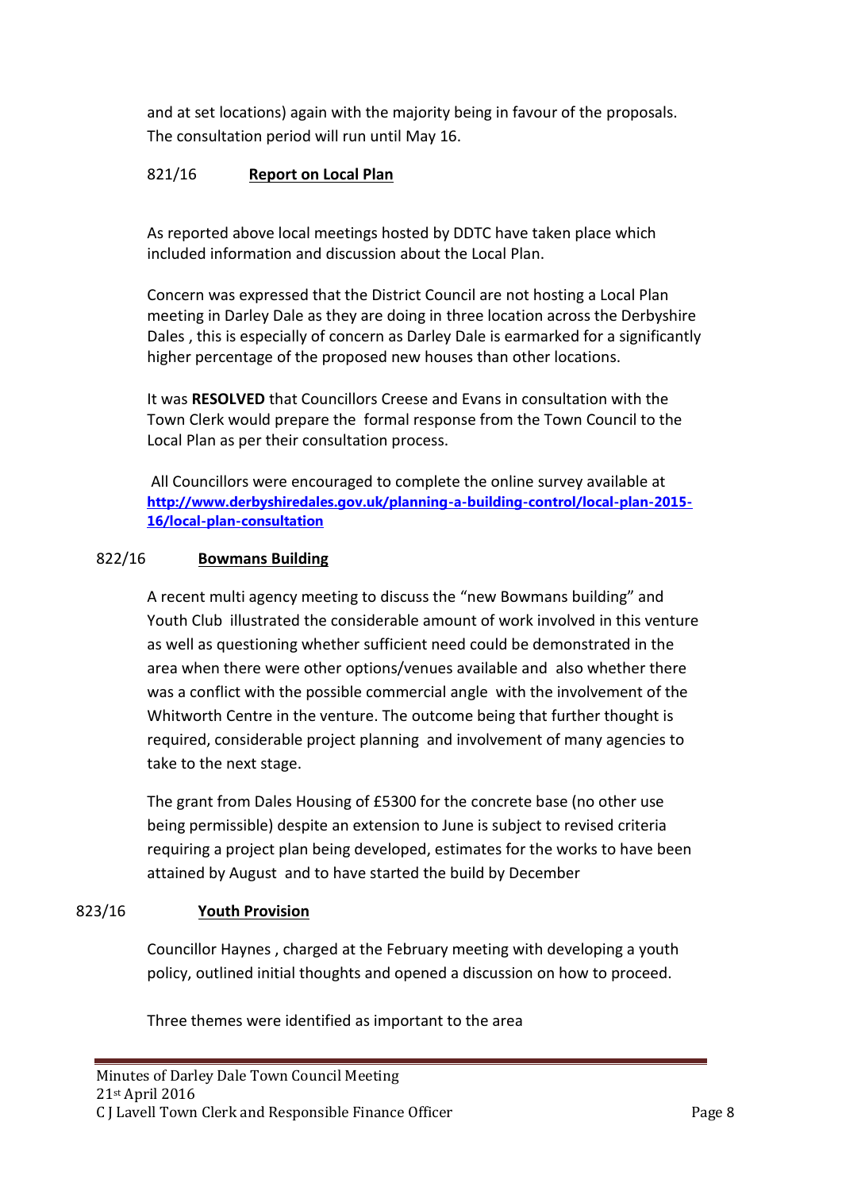and at set locations) again with the majority being in favour of the proposals. The consultation period will run until May 16.

821/16 **Report on Local Plan**

As reported above local meetings hosted by DDTC have taken place which included information and discussion about the Local Plan.

Concern was expressed that the District Council are not hosting a Local Plan meeting in Darley Dale as they are doing in three location across the Derbyshire Dales , this is especially of concern as Darley Dale is earmarked for a significantly higher percentage of the proposed new houses than other locations.

It was **RESOLVED** that Councillors Creese and Evans in consultation with the Town Clerk would prepare the formal response from the Town Council to the Local Plan as per their consultation process.

All Councillors were encouraged to complete the online survey available at [http://www.derbyshiredales.gov.uk/planning-a-building-control/local-plan-2015-16/local-plan-consultation](http://www.derbyshiredales.gov.uk/planning-a-building-control/local-plan-2015-16/local-plan-consultation)

822/16 **Bowmans Building**

A recent multi agency meeting to discuss the "new Bowmans building" and Youth Club illustrated the considerable amount of work involved in this venture as well as questioning whether sufficient need could be demonstrated in the area when there were other options/venues available and also whether there was a conflict with the possible commercial angle with the involvement of the Whitworth Centre in the venture. The outcome being that further thought is required, considerable project planning and involvement of many agencies to take to the next stage.

The grant from Dales Housing of £5300 for the concrete base (no other use being permissible) despite an extension to June is subject to revised criteria requiring a project plan being developed, estimates for the works to have been attained by August and to have started the build by December

823/16 **Youth Provision**

Councillor Haynes , charged at the February meeting with developing a youth policy, outlined initial thoughts and opened a discussion on how to proceed.

Three themes were identified as important to the area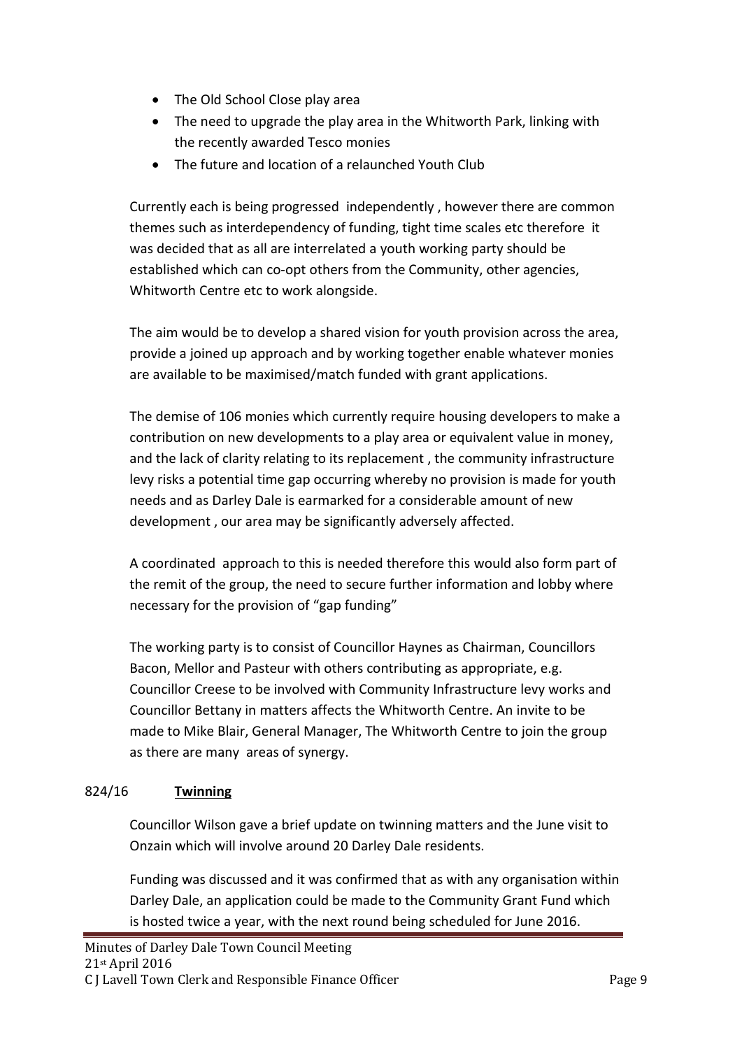- The Old School Close play area
- The need to upgrade the play area in the Whitworth Park, linking with the recently awarded Tesco monies
- The future and location of a relaunched Youth Club

Currently each is being progressed independently , however there are common themes such as interdependency of funding, tight time scales etc therefore it was decided that as all are interrelated a youth working party should be established which can co-opt others from the Community, other agencies, Whitworth Centre etc to work alongside.

The aim would be to develop a shared vision for youth provision across the area, provide a joined up approach and by working together enable whatever monies are available to be maximised/match funded with grant applications.

The demise of 106 monies which currently require housing developers to make a contribution on new developments to a play area or equivalent value in money, and the lack of clarity relating to its replacement , the community infrastructure levy risks a potential time gap occurring whereby no provision is made for youth needs and as Darley Dale is earmarked for a considerable amount of new development , our area may be significantly adversely affected.

A coordinated approach to this is needed therefore this would also form part of the remit of the group, the need to secure further information and lobby where necessary for the provision of "gap funding"

The working party is to consist of Councillor Haynes as Chairman, Councillors Bacon, Mellor and Pasteur with others contributing as appropriate, e.g. Councillor Creese to be involved with Community Infrastructure levy works and Councillor Bettany in matters affects the Whitworth Centre. An invite to be made to Mike Blair, General Manager, The Whitworth Centre to join the group as there are many areas of synergy.

824/16 **Twinning**

Councillor Wilson gave a brief update on twinning matters and the June visit to Onzain which will involve around 20 Darley Dale residents.

Funding was discussed and it was confirmed that as with any organisation within Darley Dale, an application could be made to the Community Grant Fund which is hosted twice a year, with the next round being scheduled for June 2016.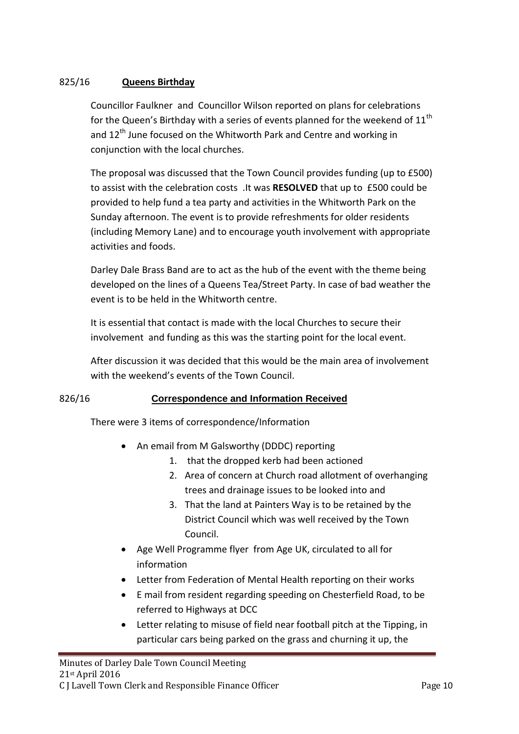825/16 **Queens Birthday**

Councillor Faulkner and Councillor Wilson reported on plans for celebrations for the Queen's Birthday with a series of events planned for the weekend of 11th and 12th June focused on the Whitworth Park and Centre and working in conjunction with the local churches.

The proposal was discussed that the Town Council provides funding (up to £500) to assist with the celebration costs .It was **RESOLVED** that up to £500 could be provided to help fund a tea party and activities in the Whitworth Park on the Sunday afternoon. The event is to provide refreshments for older residents (including Memory Lane) and to encourage youth involvement with appropriate activities and foods.

Darley Dale Brass Band are to act as the hub of the event with the theme being developed on the lines of a Queens Tea/Street Party. In case of bad weather the event is to be held in the Whitworth centre.

It is essential that contact is made with the local Churches to secure their involvement and funding as this was the starting point for the local event.

After discussion it was decided that this would be the main area of involvement with the weekend's events of the Town Council.

826/16 **Correspondence and Information Received**

There were 3 items of correspondence/Information

- An email from M Galsworthy (DDDC) reporting
  1. that the dropped kerb had been actioned
  2. Area of concern at Church road allotment of overhanging trees and drainage issues to be looked into and
  3. That the land at Painters Way is to be retained by the District Council which was well received by the Town Council.
- Age Well Programme flyer from Age UK, circulated to all for information
- Letter from Federation of Mental Health reporting on their works
- E mail from resident regarding speeding on Chesterfield Road, to be referred to Highways at DCC
- Letter relating to misuse of field near football pitch at the Tipping, in particular cars being parked on the grass and churning it up, the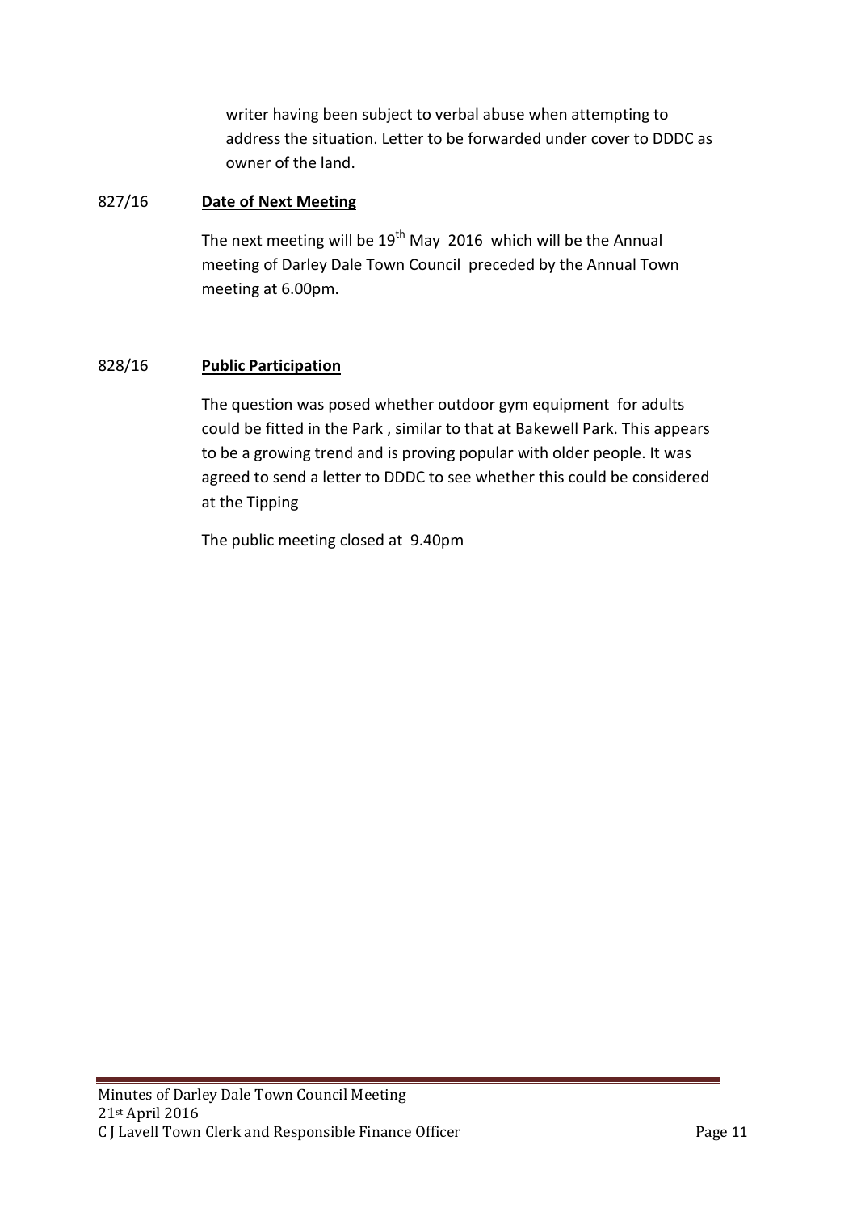writer having been subject to verbal abuse when attempting to address the situation. Letter to be forwarded under cover to DDDC as owner of the land.

827/16 **<u>Date of Next Meeting</u>**

The next meeting will be 19th May 2016 which will be the Annual meeting of Darley Dale Town Council preceded by the Annual Town meeting at 6.00pm.

828/16 **<u>Public Participation</u>**

The question was posed whether outdoor gym equipment for adults could be fitted in the Park , similar to that at Bakewell Park. This appears to be a growing trend and is proving popular with older people. It was agreed to send a letter to DDDC to see whether this could be considered at the Tipping

The public meeting closed at 9.40pm